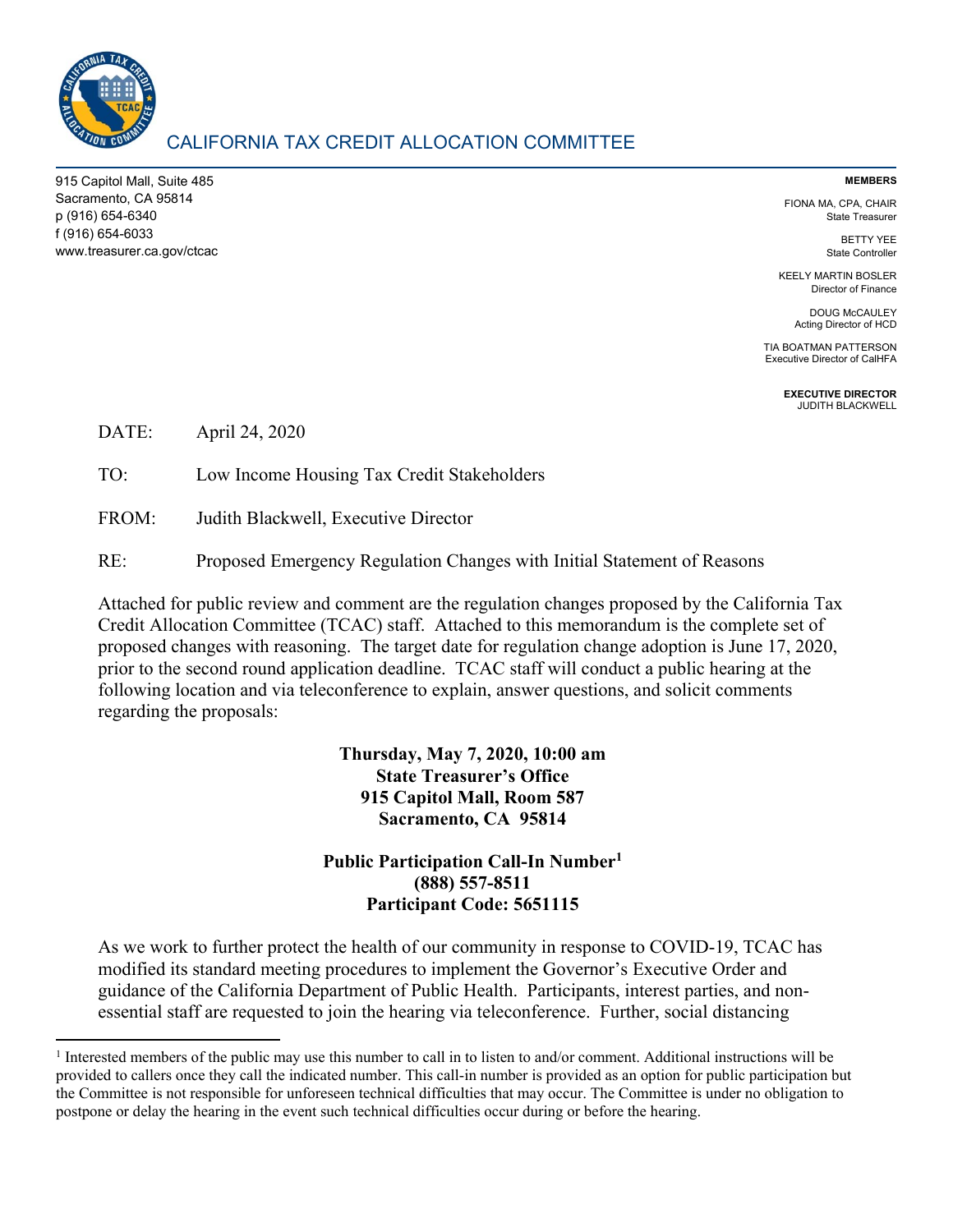# CALIFORNIA TAX CREDIT ALLOCATION COMMITTEE

915 Capitol Mall, Suite 485
Sacramento, CA 95814
p (916) 654-6340
f (916) 654-6033
www.treasurer.ca.gov/ctcac

**MEMBERS**

FIONA MA, CPA, CHAIR
State Treasurer

BETTY YEE
State Controller

KEELY MARTIN BOSLER
Director of Finance

DOUG McCAULEY
Acting Director of HCD

TIA BOATMAN PATTERSON
Executive Director of CalHFA

**EXECUTIVE DIRECTOR**
JUDITH BLACKWELL

DATE: April 24, 2020

TO: Low Income Housing Tax Credit Stakeholders

FROM: Judith Blackwell, Executive Director

RE: Proposed Emergency Regulation Changes with Initial Statement of Reasons

Attached for public review and comment are the regulation changes proposed by the California Tax Credit Allocation Committee (TCAC) staff. Attached to this memorandum is the complete set of proposed changes with reasoning. The target date for regulation change adoption is June 17, 2020, prior to the second round application deadline. TCAC staff will conduct a public hearing at the following location and via teleconference to explain, answer questions, and solicit comments regarding the proposals:

**Thursday, May 7, 2020, 10:00 am**
**State Treasurer's Office**
**915 Capitol Mall, Room 587**
**Sacramento, CA 95814**

**Public Participation Call-In Number[1]**
**(888) 557-8511**
**Participant Code: 5651115**

As we work to further protect the health of our community in response to COVID-19, TCAC has modified its standard meeting procedures to implement the Governor's Executive Order and guidance of the California Department of Public Health. Participants, interest parties, and non-essential staff are requested to join the hearing via teleconference. Further, social distancing

[1] Interested members of the public may use this number to call in to listen to and/or comment. Additional instructions will be provided to callers once they call the indicated number. This call-in number is provided as an option for public participation but the Committee is not responsible for unforeseen technical difficulties that may occur. The Committee is under no obligation to postpone or delay the hearing in the event such technical difficulties occur during or before the hearing.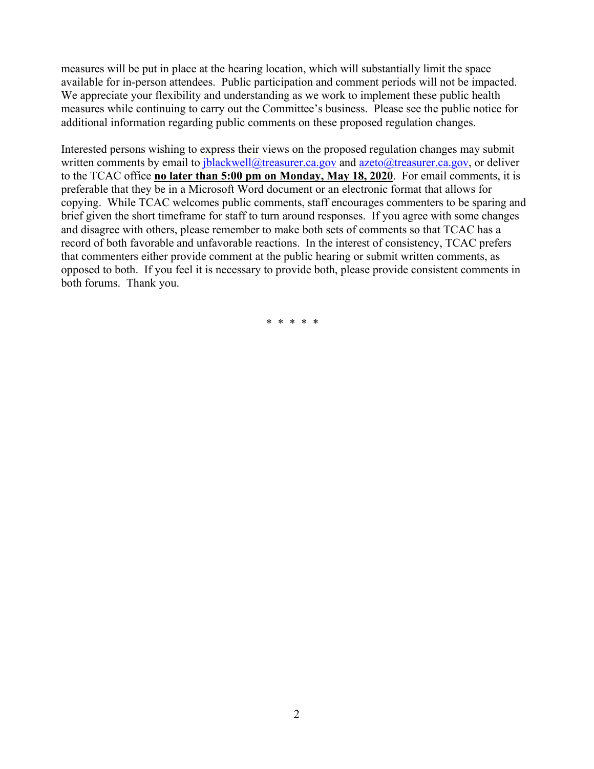measures will be put in place at the hearing location, which will substantially limit the space available for in-person attendees. Public participation and comment periods will not be impacted. We appreciate your flexibility and understanding as we work to implement these public health measures while continuing to carry out the Committee's business. Please see the public notice for additional information regarding public comments on these proposed regulation changes.

Interested persons wishing to express their views on the proposed regulation changes may submit written comments by email to jblackwell@treasurer.ca.gov and azeto@treasurer.ca.gov, or deliver to the TCAC office **no later than 5:00 pm on Monday, May 18, 2020**. For email comments, it is preferable that they be in a Microsoft Word document or an electronic format that allows for copying. While TCAC welcomes public comments, staff encourages commenters to be sparing and brief given the short timeframe for staff to turn around responses. If you agree with some changes and disagree with others, please remember to make both sets of comments so that TCAC has a record of both favorable and unfavorable reactions. In the interest of consistency, TCAC prefers that commenters either provide comment at the public hearing or submit written comments, as opposed to both. If you feel it is necessary to provide both, please provide consistent comments in both forums. Thank you.

\* \* \* \* \*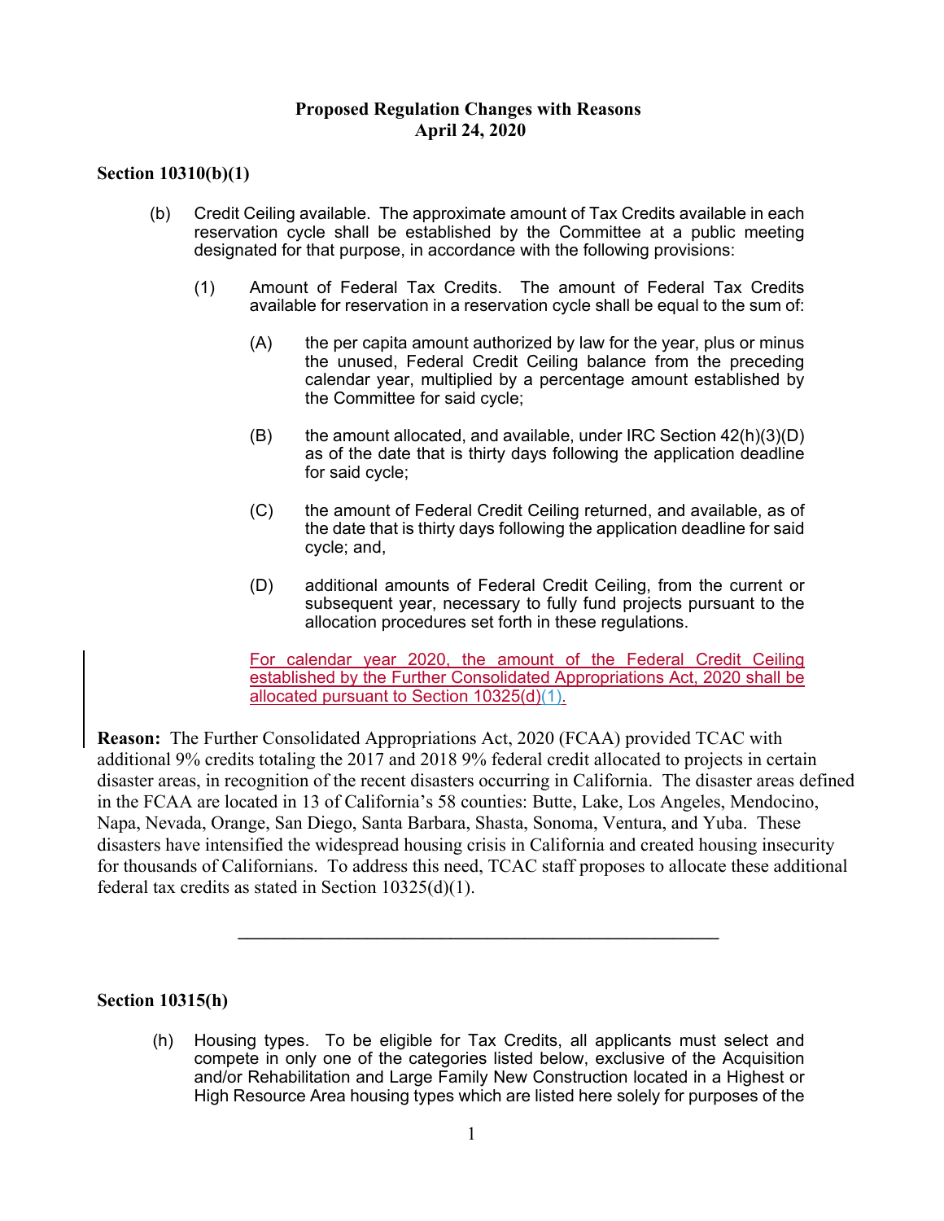**Proposed Regulation Changes with Reasons**
**April 24, 2020**

**Section 10310(b)(1)**

(b) Credit Ceiling available. The approximate amount of Tax Credits available in each reservation cycle shall be established by the Committee at a public meeting designated for that purpose, in accordance with the following provisions:

(1) Amount of Federal Tax Credits. The amount of Federal Tax Credits available for reservation in a reservation cycle shall be equal to the sum of:

(A) the per capita amount authorized by law for the year, plus or minus the unused, Federal Credit Ceiling balance from the preceding calendar year, multiplied by a percentage amount established by the Committee for said cycle;

(B) the amount allocated, and available, under IRC Section 42(h)(3)(D) as of the date that is thirty days following the application deadline for said cycle;

(C) the amount of Federal Credit Ceiling returned, and available, as of the date that is thirty days following the application deadline for said cycle; and,

(D) additional amounts of Federal Credit Ceiling, from the current or subsequent year, necessary to fully fund projects pursuant to the allocation procedures set forth in these regulations.

<u>For calendar year 2020, the amount of the Federal Credit Ceiling established by the Further Consolidated Appropriations Act, 2020 shall be allocated pursuant to Section 10325(d)(1).</u>

**Reason:** The Further Consolidated Appropriations Act, 2020 (FCAA) provided TCAC with additional 9% credits totaling the 2017 and 2018 9% federal credit allocated to projects in certain disaster areas, in recognition of the recent disasters occurring in California. The disaster areas defined in the FCAA are located in 13 of California's 58 counties: Butte, Lake, Los Angeles, Mendocino, Napa, Nevada, Orange, San Diego, Santa Barbara, Shasta, Sonoma, Ventura, and Yuba. These disasters have intensified the widespread housing crisis in California and created housing insecurity for thousands of Californians. To address this need, TCAC staff proposes to allocate these additional federal tax credits as stated in Section 10325(d)(1).

---

**Section 10315(h)**

(h) Housing types. To be eligible for Tax Credits, all applicants must select and compete in only one of the categories listed below, exclusive of the Acquisition and/or Rehabilitation and Large Family New Construction located in a Highest or High Resource Area housing types which are listed here solely for purposes of the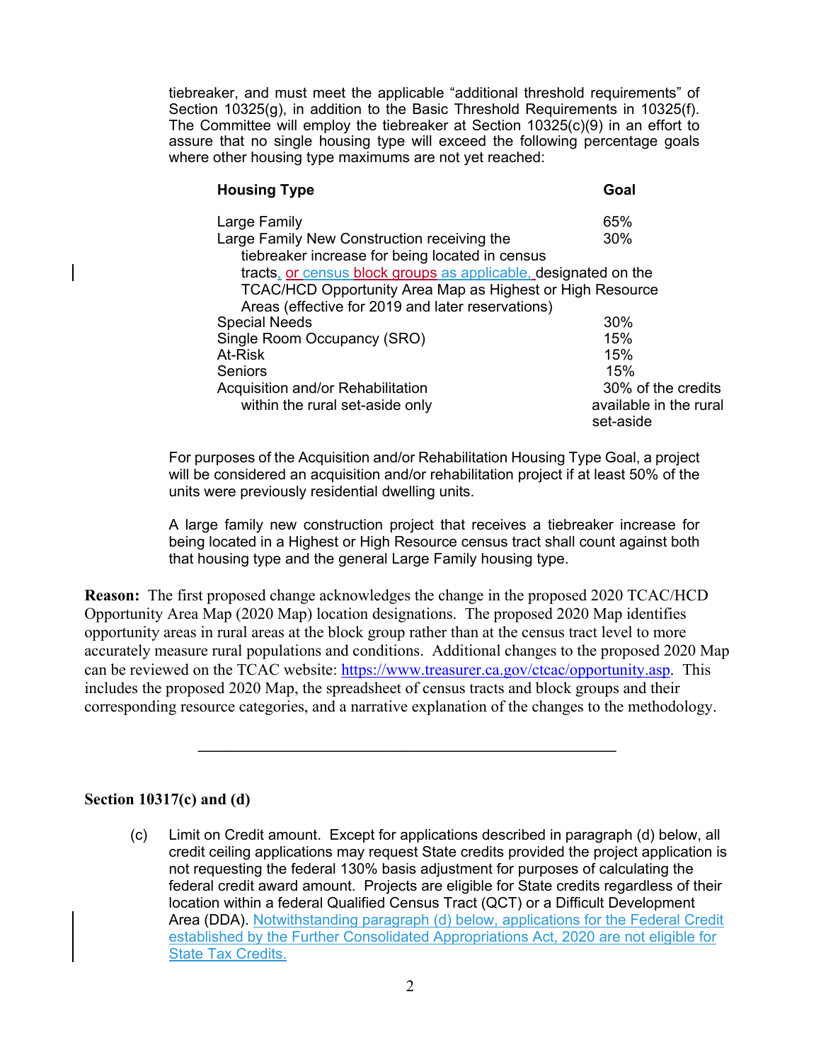tiebreaker, and must meet the applicable "additional threshold requirements" of Section 10325(g), in addition to the Basic Threshold Requirements in 10325(f). The Committee will employ the tiebreaker at Section 10325(c)(9) in an effort to assure that no single housing type will exceed the following percentage goals where other housing type maximums are not yet reached:

| Housing Type | Goal |
|---|---|
| Large Family | 65% |
| Large Family New Construction receiving the tiebreaker increase for being located in census tracts, or census block groups as applicable, designated on the TCAC/HCD Opportunity Area Map as Highest or High Resource Areas (effective for 2019 and later reservations) | 30% |
| Special Needs | 30% |
| Single Room Occupancy (SRO) | 15% |
| At-Risk | 15% |
| Seniors | 15% |
| Acquisition and/or Rehabilitation within the rural set-aside only | 30% of the credits available in the rural set-aside |

For purposes of the Acquisition and/or Rehabilitation Housing Type Goal, a project will be considered an acquisition and/or rehabilitation project if at least 50% of the units were previously residential dwelling units.

A large family new construction project that receives a tiebreaker increase for being located in a Highest or High Resource census tract shall count against both that housing type and the general Large Family housing type.

**Reason:** The first proposed change acknowledges the change in the proposed 2020 TCAC/HCD Opportunity Area Map (2020 Map) location designations. The proposed 2020 Map identifies opportunity areas in rural areas at the block group rather than at the census tract level to more accurately measure rural populations and conditions. Additional changes to the proposed 2020 Map can be reviewed on the TCAC website: https://www.treasurer.ca.gov/ctcac/opportunity.asp. This includes the proposed 2020 Map, the spreadsheet of census tracts and block groups and their corresponding resource categories, and a narrative explanation of the changes to the methodology.

---

**Section 10317(c) and (d)**

(c) Limit on Credit amount. Except for applications described in paragraph (d) below, all credit ceiling applications may request State credits provided the project application is not requesting the federal 130% basis adjustment for purposes of calculating the federal credit award amount. Projects are eligible for State credits regardless of their location within a federal Qualified Census Tract (QCT) or a Difficult Development Area (DDA). Notwithstanding paragraph (d) below, applications for the Federal Credit established by the Further Consolidated Appropriations Act, 2020 are not eligible for State Tax Credits.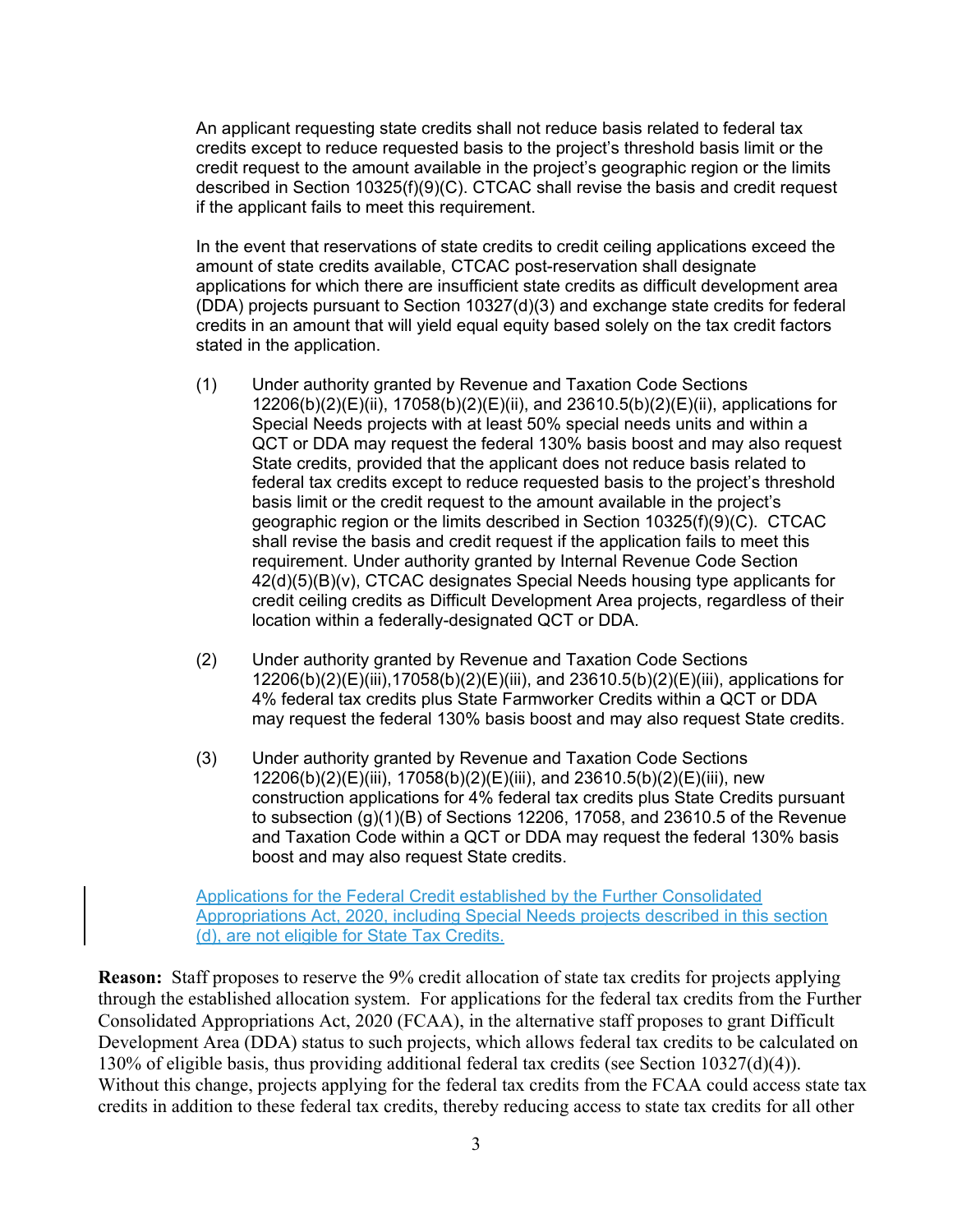An applicant requesting state credits shall not reduce basis related to federal tax credits except to reduce requested basis to the project's threshold basis limit or the credit request to the amount available in the project's geographic region or the limits described in Section 10325(f)(9)(C). CTCAC shall revise the basis and credit request if the applicant fails to meet this requirement.

In the event that reservations of state credits to credit ceiling applications exceed the amount of state credits available, CTCAC post-reservation shall designate applications for which there are insufficient state credits as difficult development area (DDA) projects pursuant to Section 10327(d)(3) and exchange state credits for federal credits in an amount that will yield equal equity based solely on the tax credit factors stated in the application.

(1) Under authority granted by Revenue and Taxation Code Sections 12206(b)(2)(E)(ii), 17058(b)(2)(E)(ii), and 23610.5(b)(2)(E)(ii), applications for Special Needs projects with at least 50% special needs units and within a QCT or DDA may request the federal 130% basis boost and may also request State credits, provided that the applicant does not reduce basis related to federal tax credits except to reduce requested basis to the project's threshold basis limit or the credit request to the amount available in the project's geographic region or the limits described in Section 10325(f)(9)(C). CTCAC shall revise the basis and credit request if the application fails to meet this requirement. Under authority granted by Internal Revenue Code Section 42(d)(5)(B)(v), CTCAC designates Special Needs housing type applicants for credit ceiling credits as Difficult Development Area projects, regardless of their location within a federally-designated QCT or DDA.

(2) Under authority granted by Revenue and Taxation Code Sections 12206(b)(2)(E)(iii),17058(b)(2)(E)(iii), and 23610.5(b)(2)(E)(iii), applications for 4% federal tax credits plus State Farmworker Credits within a QCT or DDA may request the federal 130% basis boost and may also request State credits.

(3) Under authority granted by Revenue and Taxation Code Sections 12206(b)(2)(E)(iii), 17058(b)(2)(E)(iii), and 23610.5(b)(2)(E)(iii), new construction applications for 4% federal tax credits plus State Credits pursuant to subsection (g)(1)(B) of Sections 12206, 17058, and 23610.5 of the Revenue and Taxation Code within a QCT or DDA may request the federal 130% basis boost and may also request State credits.

Applications for the Federal Credit established by the Further Consolidated Appropriations Act, 2020, including Special Needs projects described in this section (d), are not eligible for State Tax Credits.

**Reason:** Staff proposes to reserve the 9% credit allocation of state tax credits for projects applying through the established allocation system. For applications for the federal tax credits from the Further Consolidated Appropriations Act, 2020 (FCAA), in the alternative staff proposes to grant Difficult Development Area (DDA) status to such projects, which allows federal tax credits to be calculated on 130% of eligible basis, thus providing additional federal tax credits (see Section 10327(d)(4)). Without this change, projects applying for the federal tax credits from the FCAA could access state tax credits in addition to these federal tax credits, thereby reducing access to state tax credits for all other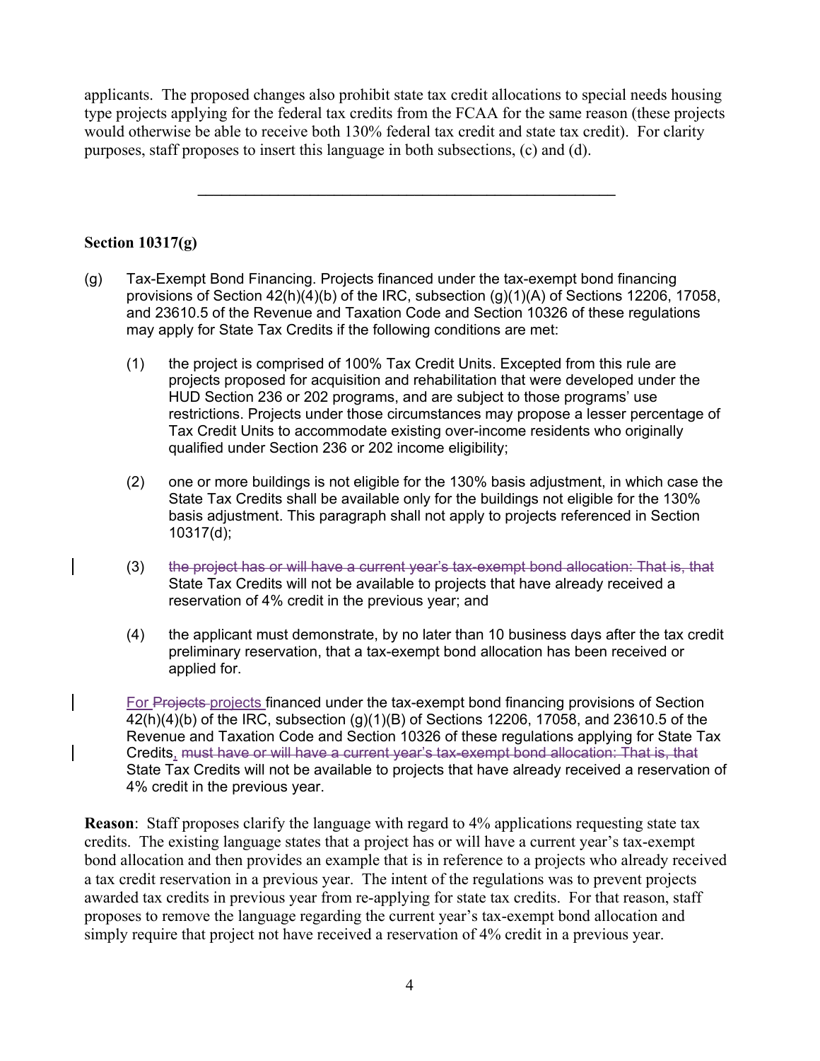applicants. The proposed changes also prohibit state tax credit allocations to special needs housing type projects applying for the federal tax credits from the FCAA for the same reason (these projects would otherwise be able to receive both 130% federal tax credit and state tax credit). For clarity purposes, staff proposes to insert this language in both subsections, (c) and (d).

---

**Section 10317(g)**

(g) Tax-Exempt Bond Financing. Projects financed under the tax-exempt bond financing provisions of Section 42(h)(4)(b) of the IRC, subsection (g)(1)(A) of Sections 12206, 17058, and 23610.5 of the Revenue and Taxation Code and Section 10326 of these regulations may apply for State Tax Credits if the following conditions are met:

(1) the project is comprised of 100% Tax Credit Units. Excepted from this rule are projects proposed for acquisition and rehabilitation that were developed under the HUD Section 236 or 202 programs, and are subject to those programs' use restrictions. Projects under those circumstances may propose a lesser percentage of Tax Credit Units to accommodate existing over-income residents who originally qualified under Section 236 or 202 income eligibility;

(2) one or more buildings is not eligible for the 130% basis adjustment, in which case the State Tax Credits shall be available only for the buildings not eligible for the 130% basis adjustment. This paragraph shall not apply to projects referenced in Section 10317(d);

(3) ~~the project has or will have a current year's tax-exempt bond allocation: That is, that~~ State Tax Credits will not be available to projects that have already received a reservation of 4% credit in the previous year; and

(4) the applicant must demonstrate, by no later than 10 business days after the tax credit preliminary reservation, that a tax-exempt bond allocation has been received or applied for.

<u>For</u> ~~Projects~~ <u>projects</u> financed under the tax-exempt bond financing provisions of Section 42(h)(4)(b) of the IRC, subsection (g)(1)(B) of Sections 12206, 17058, and 23610.5 of the Revenue and Taxation Code and Section 10326 of these regulations applying for State Tax Credits<u>,</u> ~~must have or will have a current year's tax-exempt bond allocation: That is, that~~ State Tax Credits will not be available to projects that have already received a reservation of 4% credit in the previous year.

**Reason**: Staff proposes clarify the language with regard to 4% applications requesting state tax credits. The existing language states that a project has or will have a current year's tax-exempt bond allocation and then provides an example that is in reference to a projects who already received a tax credit reservation in a previous year. The intent of the regulations was to prevent projects awarded tax credits in previous year from re-applying for state tax credits. For that reason, staff proposes to remove the language regarding the current year's tax-exempt bond allocation and simply require that project not have received a reservation of 4% credit in a previous year.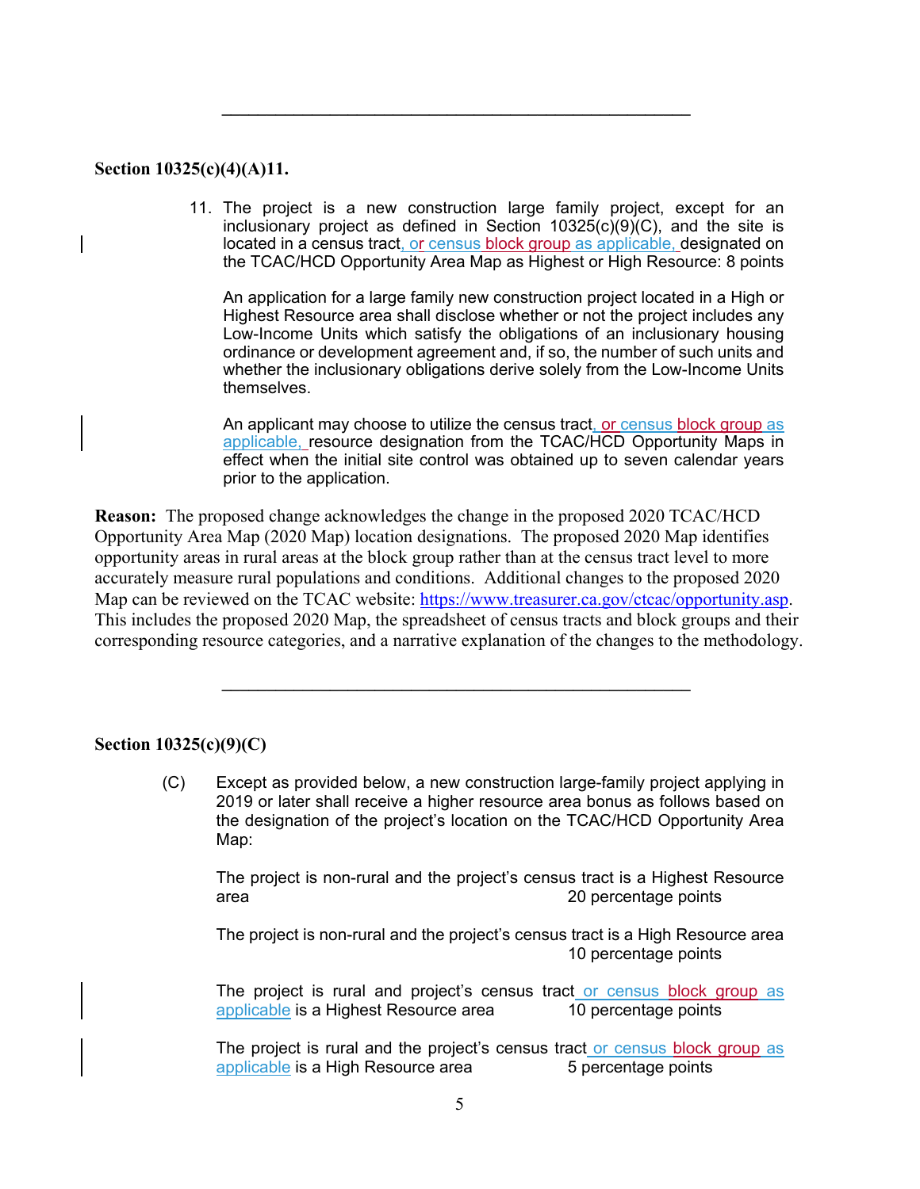---

**Section 10325(c)(4)(A)11.**

11. The project is a new construction large family project, except for an inclusionary project as defined in Section 10325(c)(9)(C), and the site is located in a census tract, or census block group as applicable, designated on the TCAC/HCD Opportunity Area Map as Highest or High Resource: 8 points

    An application for a large family new construction project located in a High or Highest Resource area shall disclose whether or not the project includes any Low-Income Units which satisfy the obligations of an inclusionary housing ordinance or development agreement and, if so, the number of such units and whether the inclusionary obligations derive solely from the Low-Income Units themselves.

    An applicant may choose to utilize the census tract, or census block group as applicable, resource designation from the TCAC/HCD Opportunity Maps in effect when the initial site control was obtained up to seven calendar years prior to the application.

**Reason:** The proposed change acknowledges the change in the proposed 2020 TCAC/HCD Opportunity Area Map (2020 Map) location designations. The proposed 2020 Map identifies opportunity areas in rural areas at the block group rather than at the census tract level to more accurately measure rural populations and conditions. Additional changes to the proposed 2020 Map can be reviewed on the TCAC website: https://www.treasurer.ca.gov/ctcac/opportunity.asp. This includes the proposed 2020 Map, the spreadsheet of census tracts and block groups and their corresponding resource categories, and a narrative explanation of the changes to the methodology.

---

**Section 10325(c)(9)(C)**

(C) Except as provided below, a new construction large-family project applying in 2019 or later shall receive a higher resource area bonus as follows based on the designation of the project's location on the TCAC/HCD Opportunity Area Map:

| | |
|---|---|
| The project is non-rural and the project's census tract is a Highest Resource area | 20 percentage points |
| The project is non-rural and the project's census tract is a High Resource area | 10 percentage points |
| The project is rural and project's census tract or census block group as applicable is a Highest Resource area | 10 percentage points |
| The project is rural and the project's census tract or census block group as applicable is a High Resource area | 5 percentage points |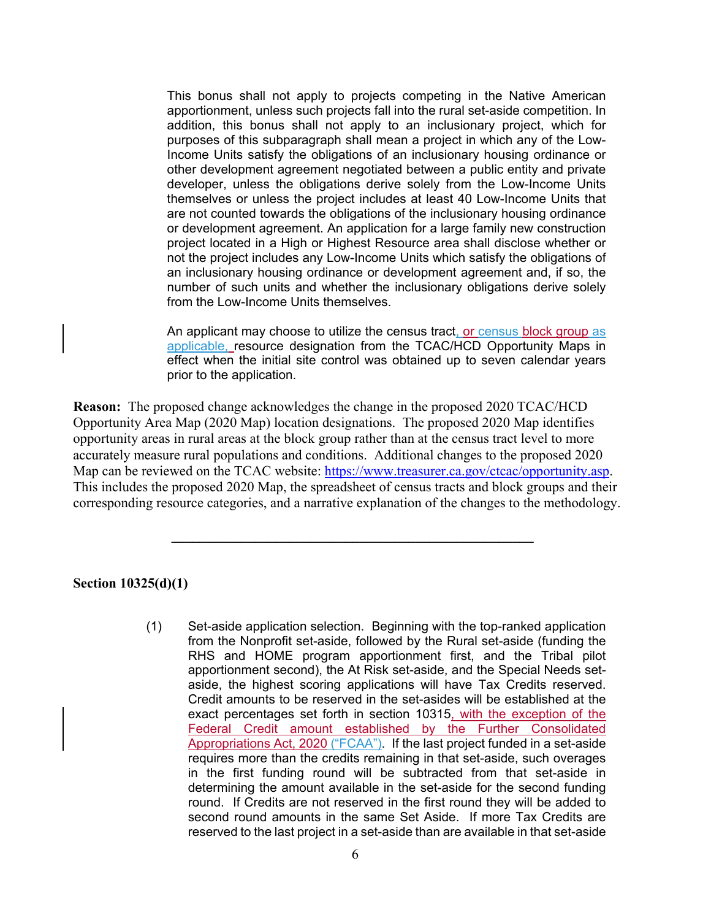This bonus shall not apply to projects competing in the Native American apportionment, unless such projects fall into the rural set-aside competition. In addition, this bonus shall not apply to an inclusionary project, which for purposes of this subparagraph shall mean a project in which any of the Low-Income Units satisfy the obligations of an inclusionary housing ordinance or other development agreement negotiated between a public entity and private developer, unless the obligations derive solely from the Low-Income Units themselves or unless the project includes at least 40 Low-Income Units that are not counted towards the obligations of the inclusionary housing ordinance or development agreement. An application for a large family new construction project located in a High or Highest Resource area shall disclose whether or not the project includes any Low-Income Units which satisfy the obligations of an inclusionary housing ordinance or development agreement and, if so, the number of such units and whether the inclusionary obligations derive solely from the Low-Income Units themselves.

An applicant may choose to utilize the census tract, or census block group as applicable, resource designation from the TCAC/HCD Opportunity Maps in effect when the initial site control was obtained up to seven calendar years prior to the application.

**Reason:** The proposed change acknowledges the change in the proposed 2020 TCAC/HCD Opportunity Area Map (2020 Map) location designations. The proposed 2020 Map identifies opportunity areas in rural areas at the block group rather than at the census tract level to more accurately measure rural populations and conditions. Additional changes to the proposed 2020 Map can be reviewed on the TCAC website: https://www.treasurer.ca.gov/ctcac/opportunity.asp. This includes the proposed 2020 Map, the spreadsheet of census tracts and block groups and their corresponding resource categories, and a narrative explanation of the changes to the methodology.

---

**Section 10325(d)(1)**

(1) Set-aside application selection. Beginning with the top-ranked application from the Nonprofit set-aside, followed by the Rural set-aside (funding the RHS and HOME program apportionment first, and the Tribal pilot apportionment second), the At Risk set-aside, and the Special Needs set-aside, the highest scoring applications will have Tax Credits reserved. Credit amounts to be reserved in the set-asides will be established at the exact percentages set forth in section 10315, with the exception of the Federal Credit amount established by the Further Consolidated Appropriations Act, 2020 ("FCAA"). If the last project funded in a set-aside requires more than the credits remaining in that set-aside, such overages in the first funding round will be subtracted from that set-aside in determining the amount available in the set-aside for the second funding round. If Credits are not reserved in the first round they will be added to second round amounts in the same Set Aside. If more Tax Credits are reserved to the last project in a set-aside than are available in that set-aside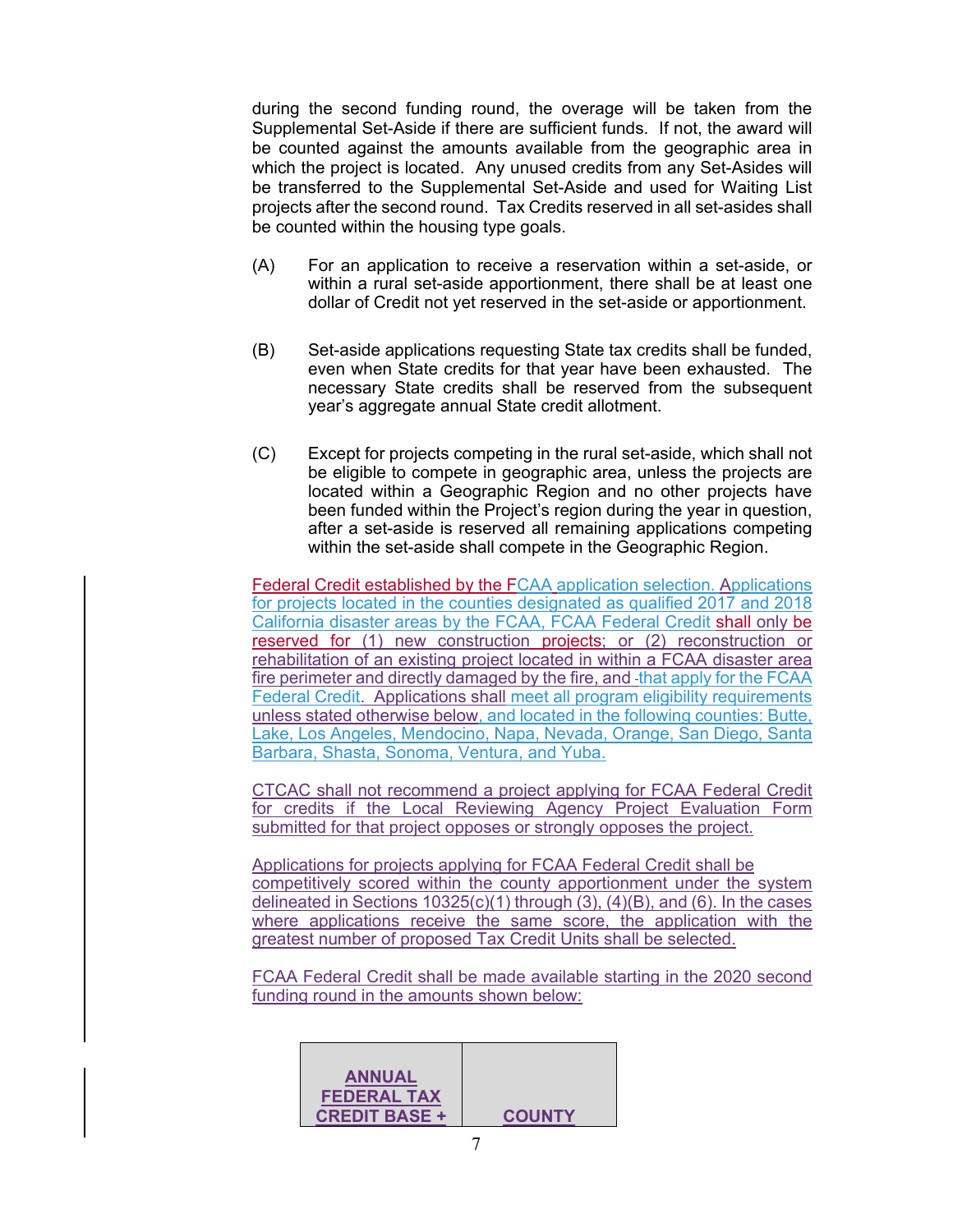during the second funding round, the overage will be taken from the Supplemental Set-Aside if there are sufficient funds. If not, the award will be counted against the amounts available from the geographic area in which the project is located. Any unused credits from any Set-Asides will be transferred to the Supplemental Set-Aside and used for Waiting List projects after the second round. Tax Credits reserved in all set-asides shall be counted within the housing type goals.

(A) For an application to receive a reservation within a set-aside, or within a rural set-aside apportionment, there shall be at least one dollar of Credit not yet reserved in the set-aside or apportionment.

(B) Set-aside applications requesting State tax credits shall be funded, even when State credits for that year have been exhausted. The necessary State credits shall be reserved from the subsequent year's aggregate annual State credit allotment.

(C) Except for projects competing in the rural set-aside, which shall not be eligible to compete in geographic area, unless the projects are located within a Geographic Region and no other projects have been funded within the Project's region during the year in question, after a set-aside is reserved all remaining applications competing within the set-aside shall compete in the Geographic Region.

Federal Credit established by the FCAA application selection. Applications for projects located in the counties designated as qualified 2017 and 2018 California disaster areas by the FCAA, FCAA Federal Credit shall only be reserved for (1) new construction projects; or (2) reconstruction or rehabilitation of an existing project located in within a FCAA disaster area fire perimeter and directly damaged by the fire, and that apply for the FCAA Federal Credit. Applications shall meet all program eligibility requirements unless stated otherwise below, and located in the following counties: Butte, Lake, Los Angeles, Mendocino, Napa, Nevada, Orange, San Diego, Santa Barbara, Shasta, Sonoma, Ventura, and Yuba.

CTCAC shall not recommend a project applying for FCAA Federal Credit for credits if the Local Reviewing Agency Project Evaluation Form submitted for that project opposes or strongly opposes the project.

Applications for projects applying for FCAA Federal Credit shall be competitively scored within the county apportionment under the system delineated in Sections 10325(c)(1) through (3), (4)(B), and (6). In the cases where applications receive the same score, the application with the greatest number of proposed Tax Credit Units shall be selected.

FCAA Federal Credit shall be made available starting in the 2020 second funding round in the amounts shown below:

| ANNUAL FEDERAL TAX CREDIT BASE + | COUNTY |
|---|---|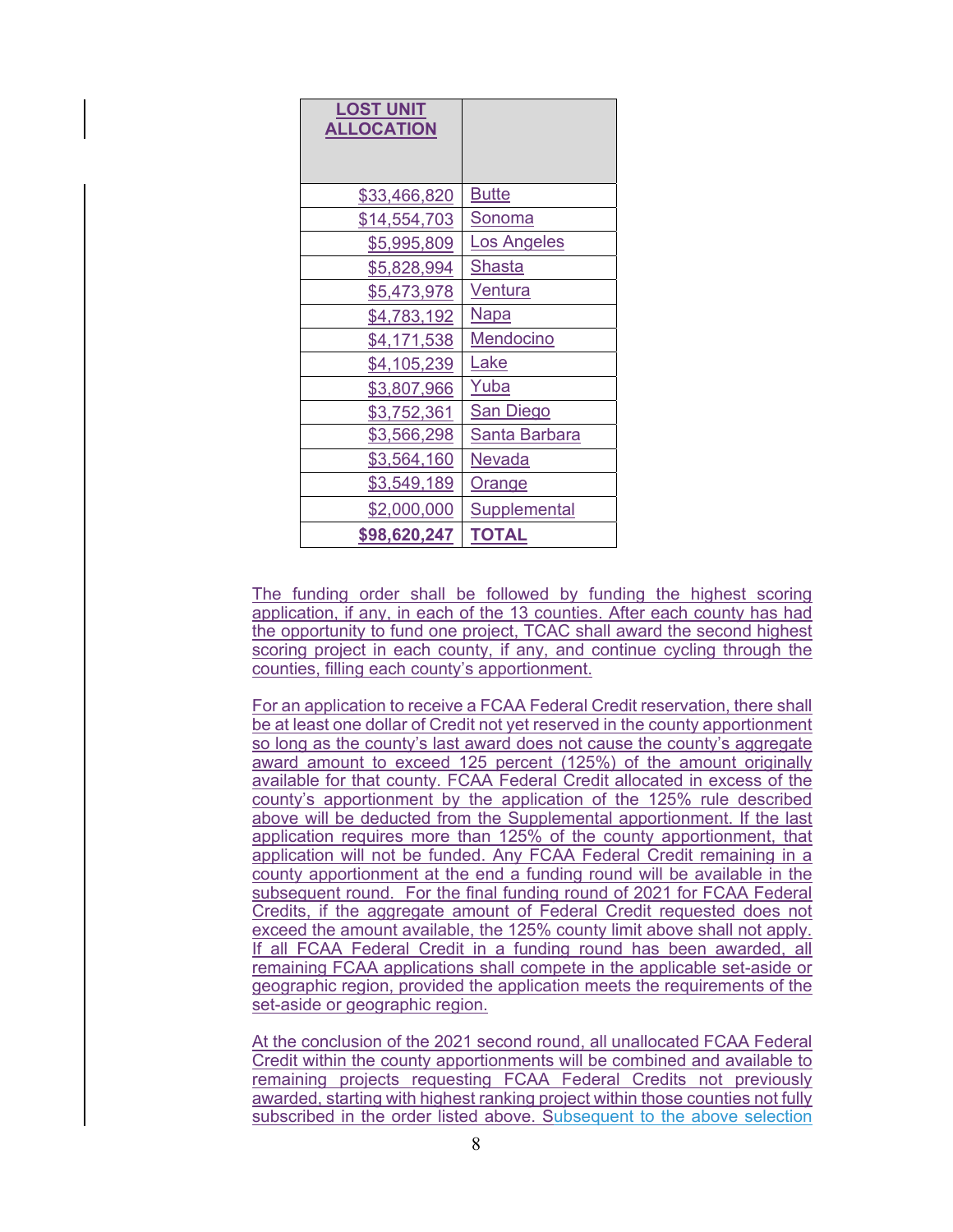| **LOST UNIT ALLOCATION** | |
|---:|---|
| $33,466,820 | Butte |
| $14,554,703 | Sonoma |
| $5,995,809 | Los Angeles |
| $5,828,994 | Shasta |
| $5,473,978 | Ventura |
| $4,783,192 | Napa |
| $4,171,538 | Mendocino |
| $4,105,239 | Lake |
| $3,807,966 | Yuba |
| $3,752,361 | San Diego |
| $3,566,298 | Santa Barbara |
| $3,564,160 | Nevada |
| $3,549,189 | Orange |
| $2,000,000 | Supplemental |
| **$98,620,247** | **TOTAL** |

The funding order shall be followed by funding the highest scoring application, if any, in each of the 13 counties. After each county has had the opportunity to fund one project, TCAC shall award the second highest scoring project in each county, if any, and continue cycling through the counties, filling each county's apportionment.

For an application to receive a FCAA Federal Credit reservation, there shall be at least one dollar of Credit not yet reserved in the county apportionment so long as the county's last award does not cause the county's aggregate award amount to exceed 125 percent (125%) of the amount originally available for that county. FCAA Federal Credit allocated in excess of the county's apportionment by the application of the 125% rule described above will be deducted from the Supplemental apportionment. If the last application requires more than 125% of the county apportionment, that application will not be funded. Any FCAA Federal Credit remaining in a county apportionment at the end a funding round will be available in the subsequent round. For the final funding round of 2021 for FCAA Federal Credits, if the aggregate amount of Federal Credit requested does not exceed the amount available, the 125% county limit above shall not apply. If all FCAA Federal Credit in a funding round has been awarded, all remaining FCAA applications shall compete in the applicable set-aside or geographic region, provided the application meets the requirements of the set-aside or geographic region.

At the conclusion of the 2021 second round, all unallocated FCAA Federal Credit within the county apportionments will be combined and available to remaining projects requesting FCAA Federal Credits not previously awarded, starting with highest ranking project within those counties not fully subscribed in the order listed above. Subsequent to the above selection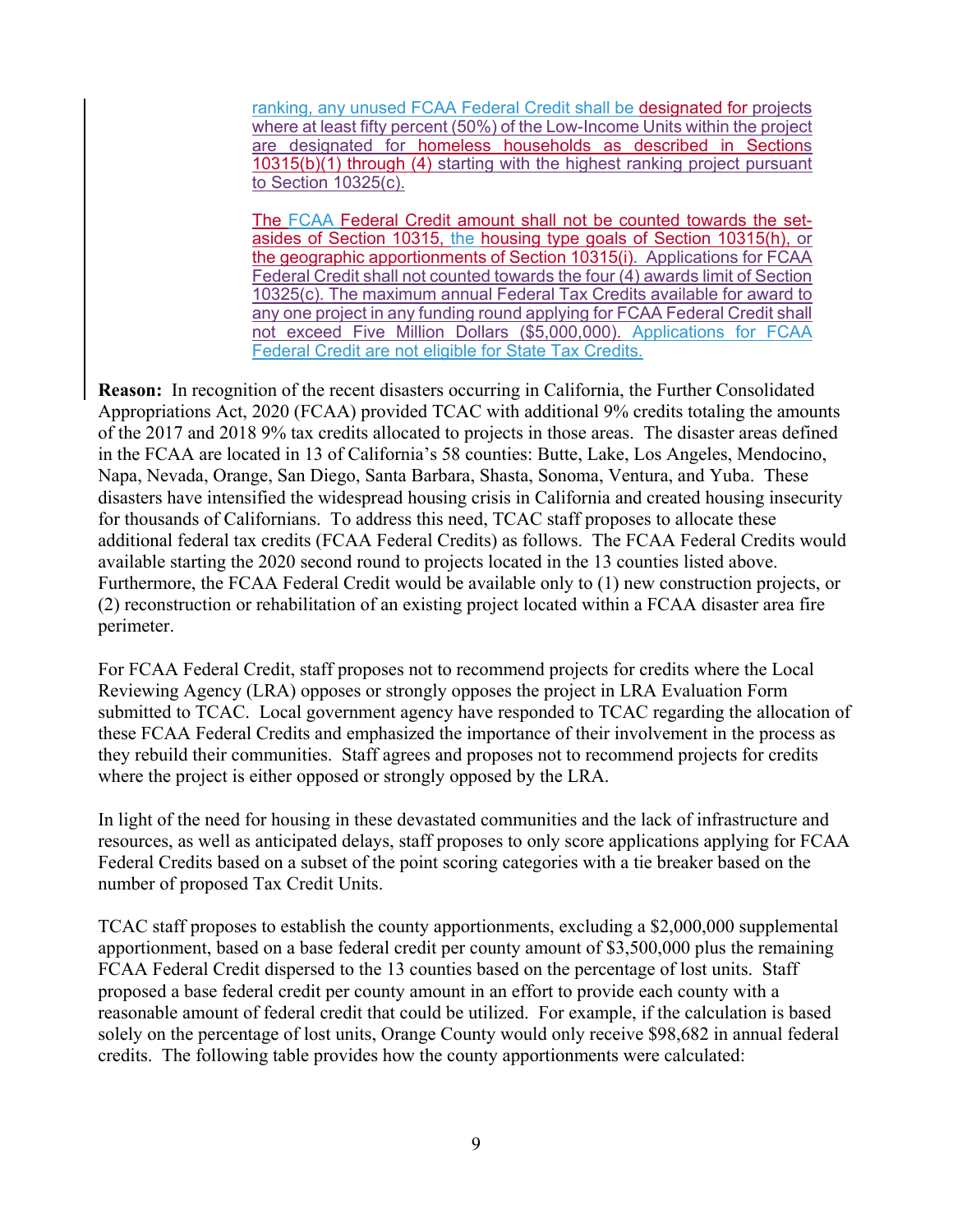ranking, any unused FCAA Federal Credit shall be designated for projects where at least fifty percent (50%) of the Low-Income Units within the project are designated for homeless households as described in Sections 10315(b)(1) through (4) starting with the highest ranking project pursuant to Section 10325(c).

The FCAA Federal Credit amount shall not be counted towards the set-asides of Section 10315, the housing type goals of Section 10315(h), or the geographic apportionments of Section 10315(i). Applications for FCAA Federal Credit shall not counted towards the four (4) awards limit of Section 10325(c). The maximum annual Federal Tax Credits available for award to any one project in any funding round applying for FCAA Federal Credit shall not exceed Five Million Dollars ($5,000,000). Applications for FCAA Federal Credit are not eligible for State Tax Credits.

**Reason:** In recognition of the recent disasters occurring in California, the Further Consolidated Appropriations Act, 2020 (FCAA) provided TCAC with additional 9% credits totaling the amounts of the 2017 and 2018 9% tax credits allocated to projects in those areas. The disaster areas defined in the FCAA are located in 13 of California's 58 counties: Butte, Lake, Los Angeles, Mendocino, Napa, Nevada, Orange, San Diego, Santa Barbara, Shasta, Sonoma, Ventura, and Yuba. These disasters have intensified the widespread housing crisis in California and created housing insecurity for thousands of Californians. To address this need, TCAC staff proposes to allocate these additional federal tax credits (FCAA Federal Credits) as follows. The FCAA Federal Credits would available starting the 2020 second round to projects located in the 13 counties listed above. Furthermore, the FCAA Federal Credit would be available only to (1) new construction projects, or (2) reconstruction or rehabilitation of an existing project located within a FCAA disaster area fire perimeter.

For FCAA Federal Credit, staff proposes not to recommend projects for credits where the Local Reviewing Agency (LRA) opposes or strongly opposes the project in LRA Evaluation Form submitted to TCAC. Local government agency have responded to TCAC regarding the allocation of these FCAA Federal Credits and emphasized the importance of their involvement in the process as they rebuild their communities. Staff agrees and proposes not to recommend projects for credits where the project is either opposed or strongly opposed by the LRA.

In light of the need for housing in these devastated communities and the lack of infrastructure and resources, as well as anticipated delays, staff proposes to only score applications applying for FCAA Federal Credits based on a subset of the point scoring categories with a tie breaker based on the number of proposed Tax Credit Units.

TCAC staff proposes to establish the county apportionments, excluding a $2,000,000 supplemental apportionment, based on a base federal credit per county amount of $3,500,000 plus the remaining FCAA Federal Credit dispersed to the 13 counties based on the percentage of lost units. Staff proposed a base federal credit per county amount in an effort to provide each county with a reasonable amount of federal credit that could be utilized. For example, if the calculation is based solely on the percentage of lost units, Orange County would only receive $98,682 in annual federal credits. The following table provides how the county apportionments were calculated: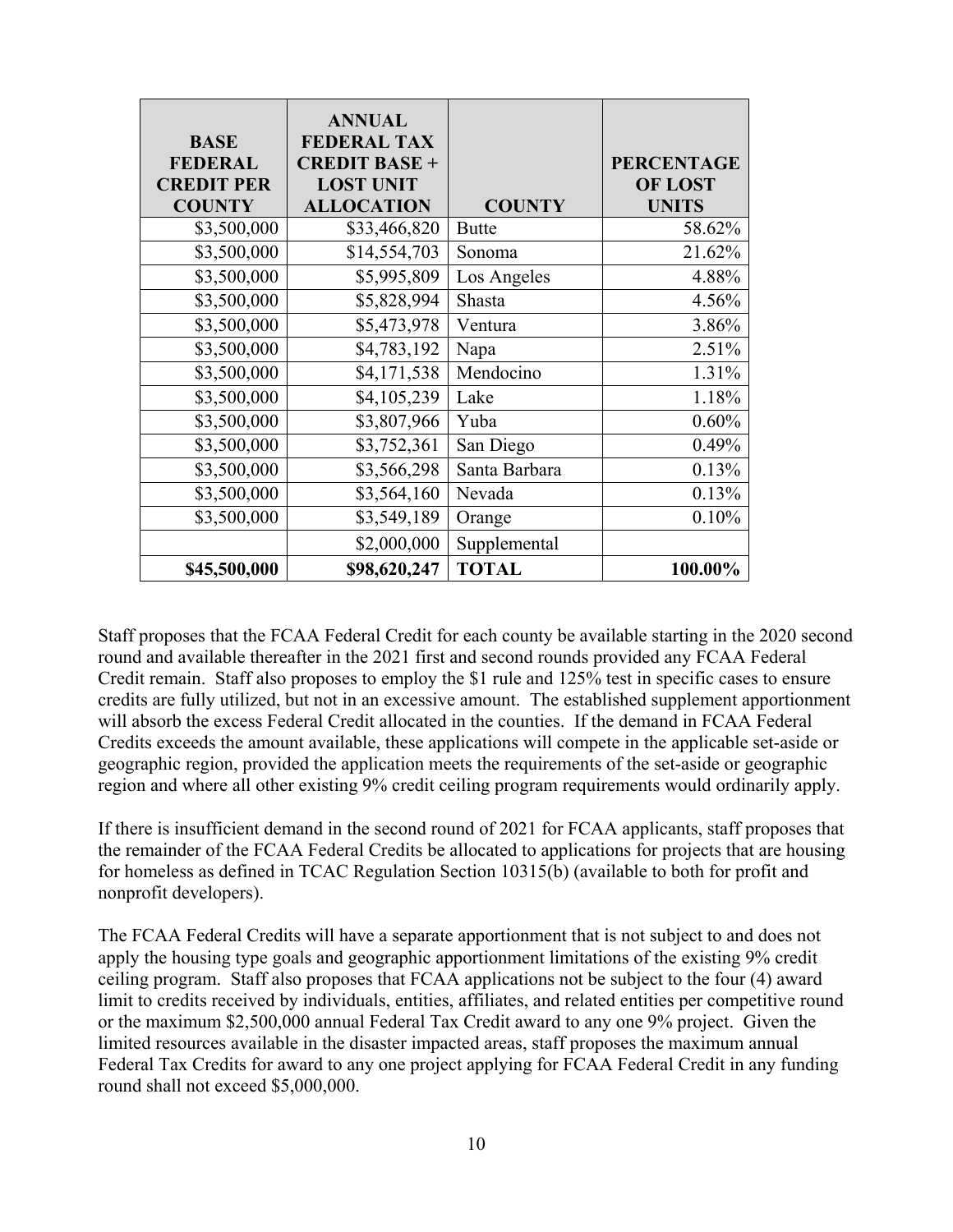| BASE FEDERAL CREDIT PER COUNTY | ANNUAL FEDERAL TAX CREDIT BASE + LOST UNIT ALLOCATION | COUNTY | PERCENTAGE OF LOST UNITS |
|---|---|---|---|
| $3,500,000 | $33,466,820 | Butte | 58.62% |
| $3,500,000 | $14,554,703 | Sonoma | 21.62% |
| $3,500,000 | $5,995,809 | Los Angeles | 4.88% |
| $3,500,000 | $5,828,994 | Shasta | 4.56% |
| $3,500,000 | $5,473,978 | Ventura | 3.86% |
| $3,500,000 | $4,783,192 | Napa | 2.51% |
| $3,500,000 | $4,171,538 | Mendocino | 1.31% |
| $3,500,000 | $4,105,239 | Lake | 1.18% |
| $3,500,000 | $3,807,966 | Yuba | 0.60% |
| $3,500,000 | $3,752,361 | San Diego | 0.49% |
| $3,500,000 | $3,566,298 | Santa Barbara | 0.13% |
| $3,500,000 | $3,564,160 | Nevada | 0.13% |
| $3,500,000 | $3,549,189 | Orange | 0.10% |
| | $2,000,000 | Supplemental | |
| **$45,500,000** | **$98,620,247** | **TOTAL** | **100.00%** |

Staff proposes that the FCAA Federal Credit for each county be available starting in the 2020 second round and available thereafter in the 2021 first and second rounds provided any FCAA Federal Credit remain. Staff also proposes to employ the $1 rule and 125% test in specific cases to ensure credits are fully utilized, but not in an excessive amount. The established supplement apportionment will absorb the excess Federal Credit allocated in the counties. If the demand in FCAA Federal Credits exceeds the amount available, these applications will compete in the applicable set-aside or geographic region, provided the application meets the requirements of the set-aside or geographic region and where all other existing 9% credit ceiling program requirements would ordinarily apply.

If there is insufficient demand in the second round of 2021 for FCAA applicants, staff proposes that the remainder of the FCAA Federal Credits be allocated to applications for projects that are housing for homeless as defined in TCAC Regulation Section 10315(b) (available to both for profit and nonprofit developers).

The FCAA Federal Credits will have a separate apportionment that is not subject to and does not apply the housing type goals and geographic apportionment limitations of the existing 9% credit ceiling program. Staff also proposes that FCAA applications not be subject to the four (4) award limit to credits received by individuals, entities, affiliates, and related entities per competitive round or the maximum $2,500,000 annual Federal Tax Credit award to any one 9% project. Given the limited resources available in the disaster impacted areas, staff proposes the maximum annual Federal Tax Credits for award to any one project applying for FCAA Federal Credit in any funding round shall not exceed $5,000,000.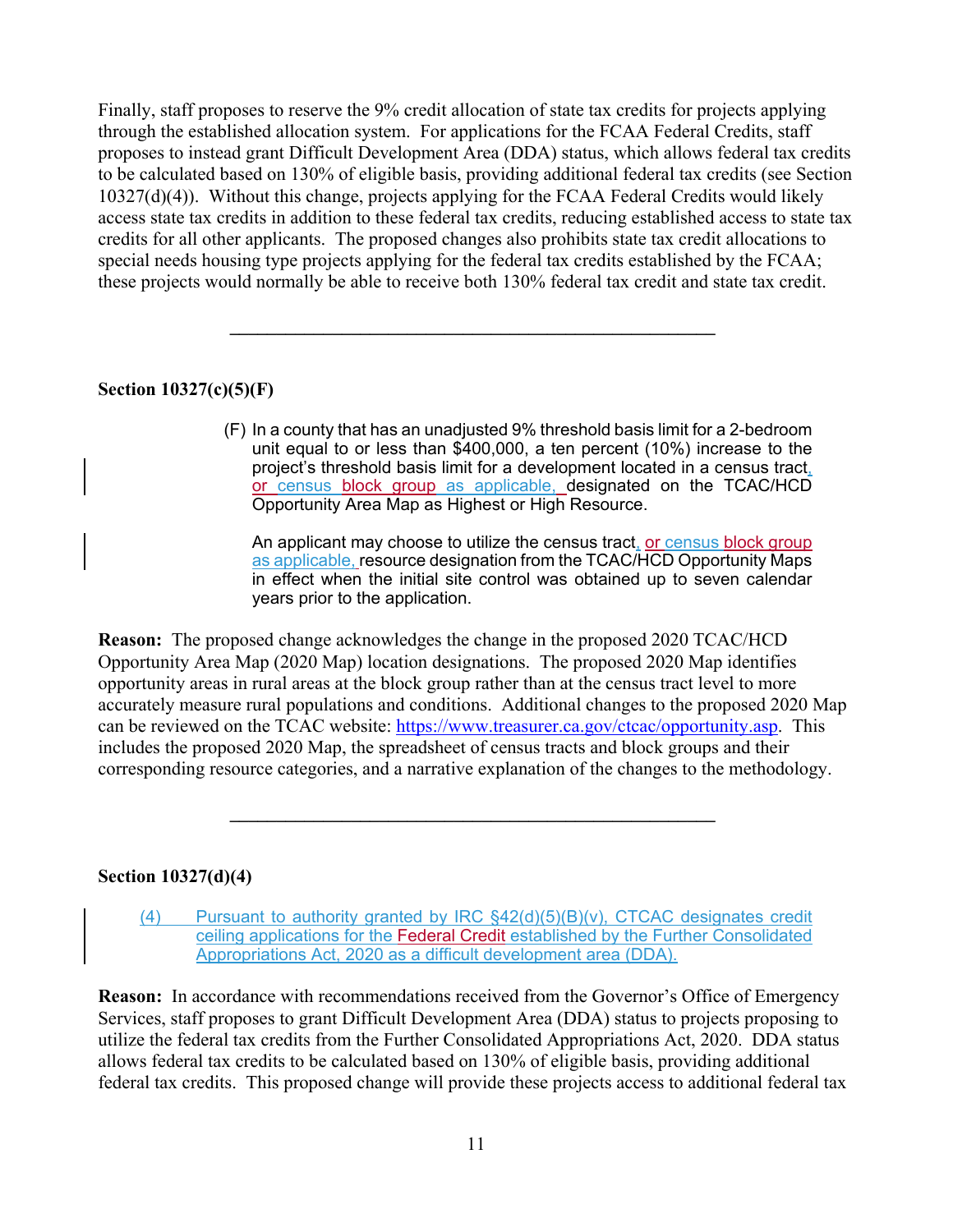Finally, staff proposes to reserve the 9% credit allocation of state tax credits for projects applying through the established allocation system. For applications for the FCAA Federal Credits, staff proposes to instead grant Difficult Development Area (DDA) status, which allows federal tax credits to be calculated based on 130% of eligible basis, providing additional federal tax credits (see Section 10327(d)(4)). Without this change, projects applying for the FCAA Federal Credits would likely access state tax credits in addition to these federal tax credits, reducing established access to state tax credits for all other applicants. The proposed changes also prohibits state tax credit allocations to special needs housing type projects applying for the federal tax credits established by the FCAA; these projects would normally be able to receive both 130% federal tax credit and state tax credit.

---

### Section 10327(c)(5)(F)

> (F) In a county that has an unadjusted 9% threshold basis limit for a 2-bedroom unit equal to or less than $400,000, a ten percent (10%) increase to the project's threshold basis limit for a development located in a census tract, or census block group as applicable, designated on the TCAC/HCD Opportunity Area Map as Highest or High Resource.
>
> An applicant may choose to utilize the census tract, or census block group as applicable, resource designation from the TCAC/HCD Opportunity Maps in effect when the initial site control was obtained up to seven calendar years prior to the application.

**Reason:** The proposed change acknowledges the change in the proposed 2020 TCAC/HCD Opportunity Area Map (2020 Map) location designations. The proposed 2020 Map identifies opportunity areas in rural areas at the block group rather than at the census tract level to more accurately measure rural populations and conditions. Additional changes to the proposed 2020 Map can be reviewed on the TCAC website: https://www.treasurer.ca.gov/ctcac/opportunity.asp. This includes the proposed 2020 Map, the spreadsheet of census tracts and block groups and their corresponding resource categories, and a narrative explanation of the changes to the methodology.

---

### Section 10327(d)(4)

> (4) Pursuant to authority granted by IRC §42(d)(5)(B)(v), CTCAC designates credit ceiling applications for the Federal Credit established by the Further Consolidated Appropriations Act, 2020 as a difficult development area (DDA).

**Reason:** In accordance with recommendations received from the Governor's Office of Emergency Services, staff proposes to grant Difficult Development Area (DDA) status to projects proposing to utilize the federal tax credits from the Further Consolidated Appropriations Act, 2020. DDA status allows federal tax credits to be calculated based on 130% of eligible basis, providing additional federal tax credits. This proposed change will provide these projects access to additional federal tax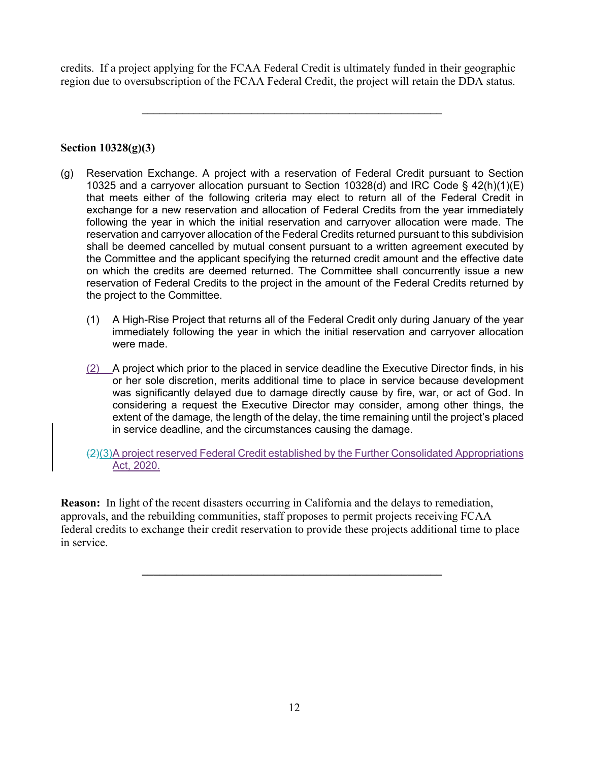credits. If a project applying for the FCAA Federal Credit is ultimately funded in their geographic region due to oversubscription of the FCAA Federal Credit, the project will retain the DDA status.

---

**Section 10328(g)(3)**

(g) Reservation Exchange. A project with a reservation of Federal Credit pursuant to Section 10325 and a carryover allocation pursuant to Section 10328(d) and IRC Code § 42(h)(1)(E) that meets either of the following criteria may elect to return all of the Federal Credit in exchange for a new reservation and allocation of Federal Credits from the year immediately following the year in which the initial reservation and carryover allocation were made. The reservation and carryover allocation of the Federal Credits returned pursuant to this subdivision shall be deemed cancelled by mutual consent pursuant to a written agreement executed by the Committee and the applicant specifying the returned credit amount and the effective date on which the credits are deemed returned. The Committee shall concurrently issue a new reservation of Federal Credits to the project in the amount of the Federal Credits returned by the project to the Committee.

(1) A High-Rise Project that returns all of the Federal Credit only during January of the year immediately following the year in which the initial reservation and carryover allocation were made.

(2) A project which prior to the placed in service deadline the Executive Director finds, in his or her sole discretion, merits additional time to place in service because development was significantly delayed due to damage directly cause by fire, war, or act of God. In considering a request the Executive Director may consider, among other things, the extent of the damage, the length of the delay, the time remaining until the project's placed in service deadline, and the circumstances causing the damage.

~~(2)~~(3) A project reserved Federal Credit established by the Further Consolidated Appropriations Act, 2020.

**Reason:** In light of the recent disasters occurring in California and the delays to remediation, approvals, and the rebuilding communities, staff proposes to permit projects receiving FCAA federal credits to exchange their credit reservation to provide these projects additional time to place in service.

---